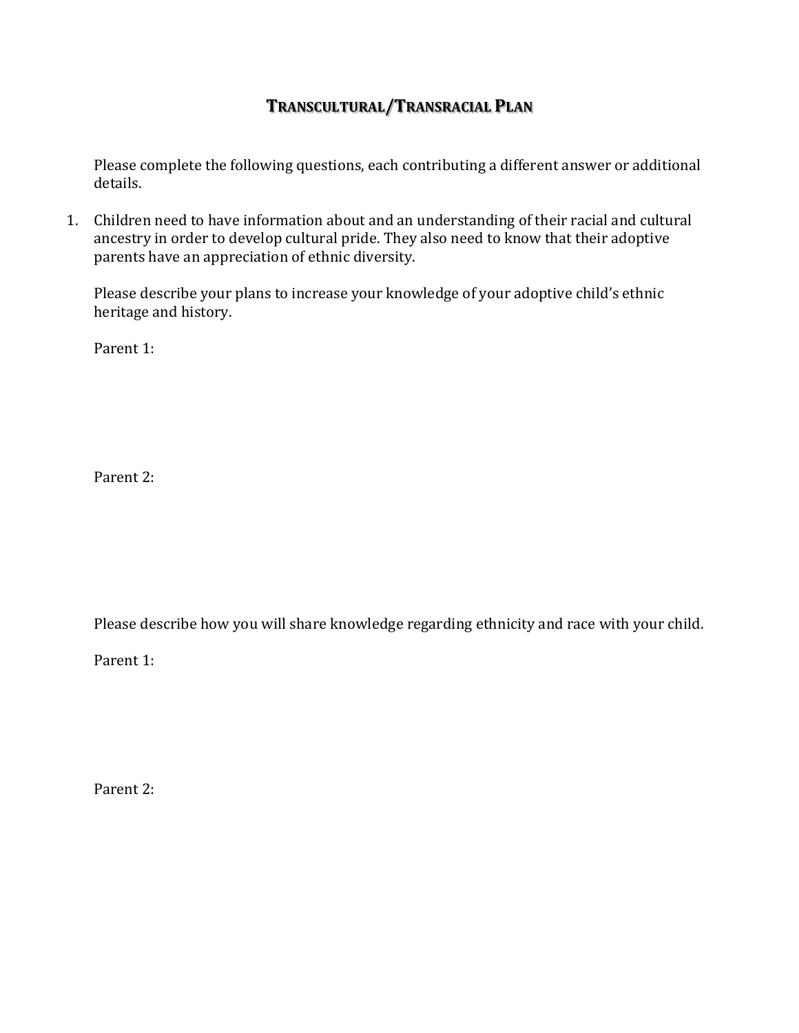# TRANSCULTURAL/TRANSRACIAL PLAN

Please complete the following questions, each contributing a different answer or additional details.

1. Children need to have information about and an understanding of their racial and cultural ancestry in order to develop cultural pride. They also need to know that their adoptive parents have an appreciation of ethnic diversity.

   Please describe your plans to increase your knowledge of your adoptive child's ethnic heritage and history.

   Parent 1:

   Parent 2:

   Please describe how you will share knowledge regarding ethnicity and race with your child.

   Parent 1:

   Parent 2: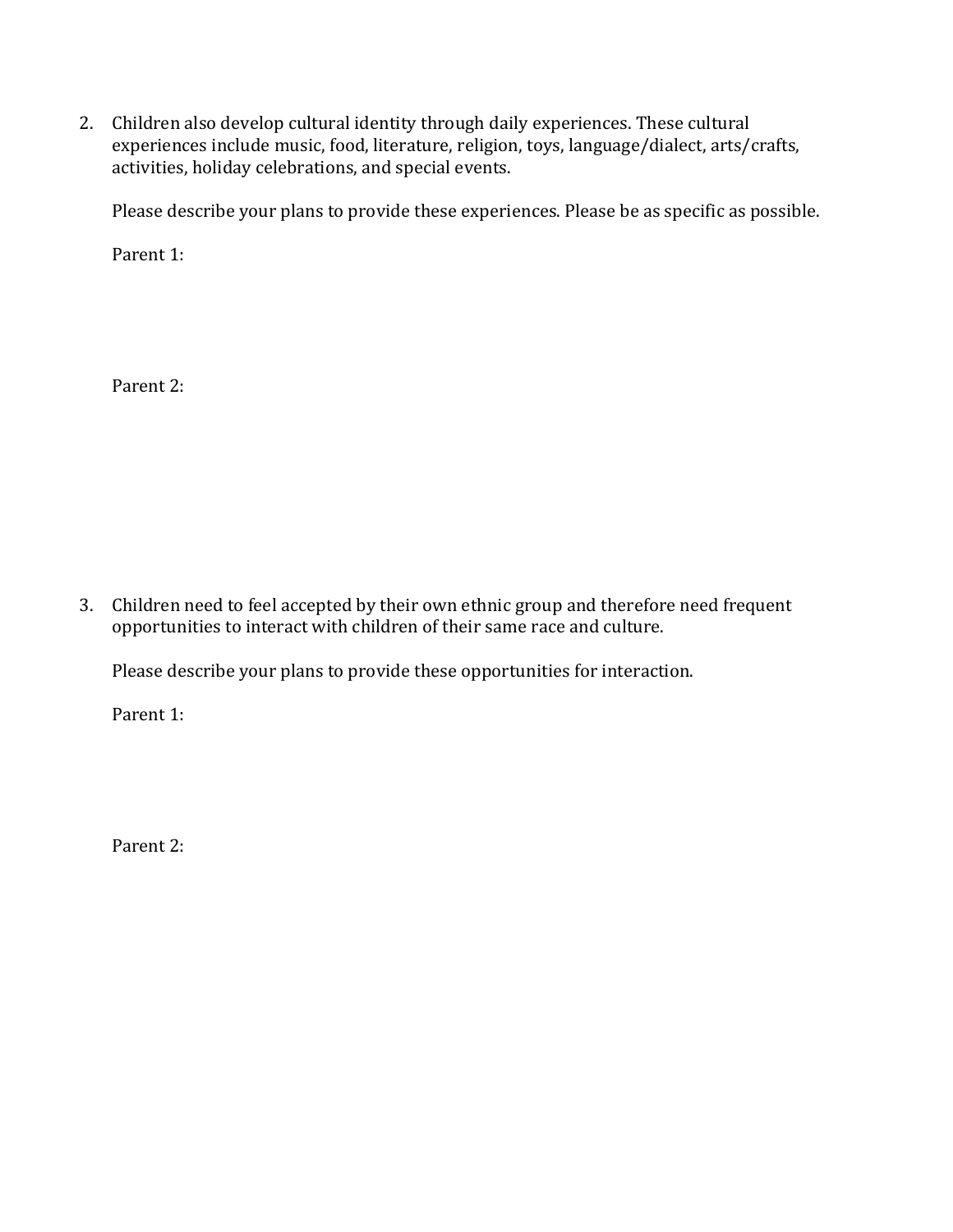2. Children also develop cultural identity through daily experiences. These cultural experiences include music, food, literature, religion, toys, language/dialect, arts/crafts, activities, holiday celebrations, and special events.

   Please describe your plans to provide these experiences. Please be as specific as possible.

   Parent 1:

   Parent 2:

3. Children need to feel accepted by their own ethnic group and therefore need frequent opportunities to interact with children of their same race and culture.

   Please describe your plans to provide these opportunities for interaction.

   Parent 1:

   Parent 2: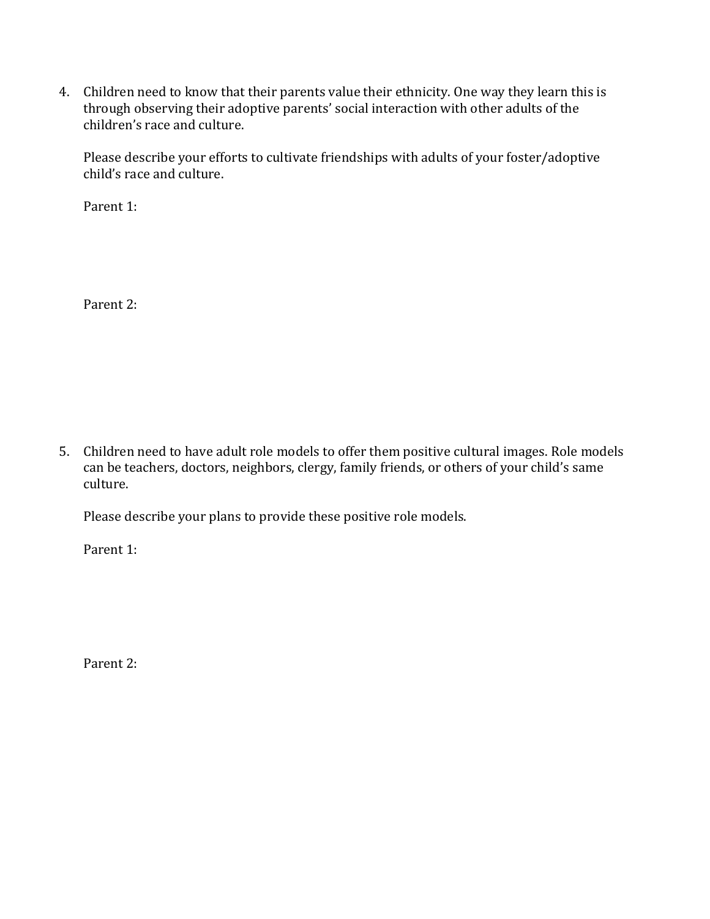4. Children need to know that their parents value their ethnicity. One way they learn this is through observing their adoptive parents' social interaction with other adults of the children's race and culture.

   Please describe your efforts to cultivate friendships with adults of your foster/adoptive child's race and culture.

   Parent 1:

   Parent 2:

5. Children need to have adult role models to offer them positive cultural images. Role models can be teachers, doctors, neighbors, clergy, family friends, or others of your child's same culture.

   Please describe your plans to provide these positive role models.

   Parent 1:

   Parent 2: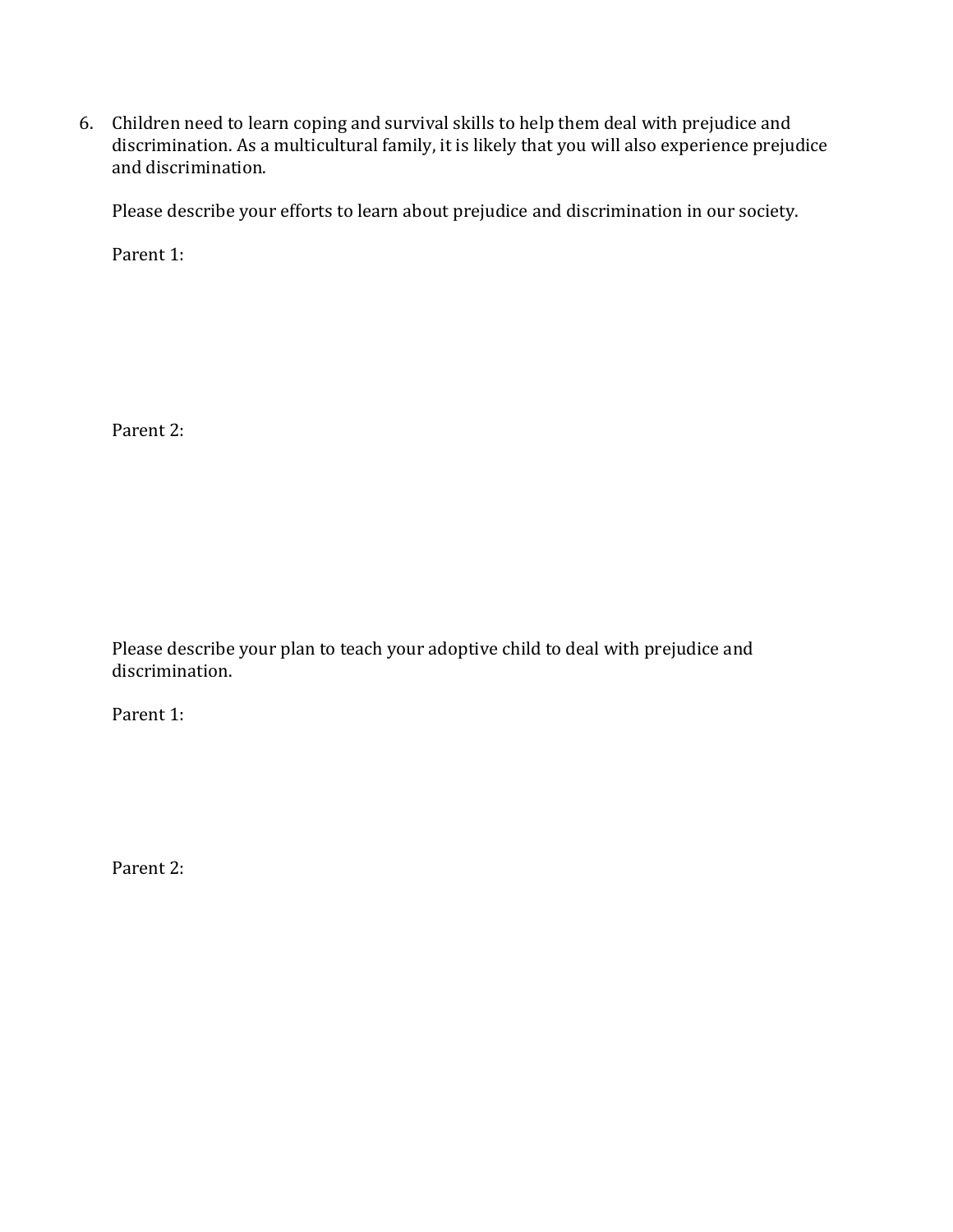6. Children need to learn coping and survival skills to help them deal with prejudice and discrimination. As a multicultural family, it is likely that you will also experience prejudice and discrimination.

   Please describe your efforts to learn about prejudice and discrimination in our society.

   Parent 1:

   Parent 2:

   Please describe your plan to teach your adoptive child to deal with prejudice and discrimination.

   Parent 1:

   Parent 2: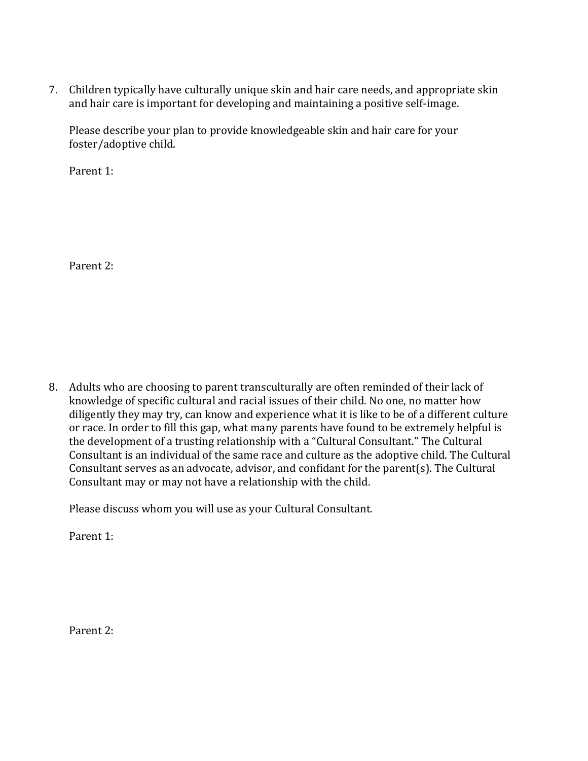7. Children typically have culturally unique skin and hair care needs, and appropriate skin and hair care is important for developing and maintaining a positive self-image.

   Please describe your plan to provide knowledgeable skin and hair care for your foster/adoptive child.

   Parent 1:

   Parent 2:

8. Adults who are choosing to parent transculturally are often reminded of their lack of knowledge of specific cultural and racial issues of their child. No one, no matter how diligently they may try, can know and experience what it is like to be of a different culture or race. In order to fill this gap, what many parents have found to be extremely helpful is the development of a trusting relationship with a "Cultural Consultant." The Cultural Consultant is an individual of the same race and culture as the adoptive child. The Cultural Consultant serves as an advocate, advisor, and confidant for the parent(s). The Cultural Consultant may or may not have a relationship with the child.

   Please discuss whom you will use as your Cultural Consultant.

   Parent 1:

   Parent 2: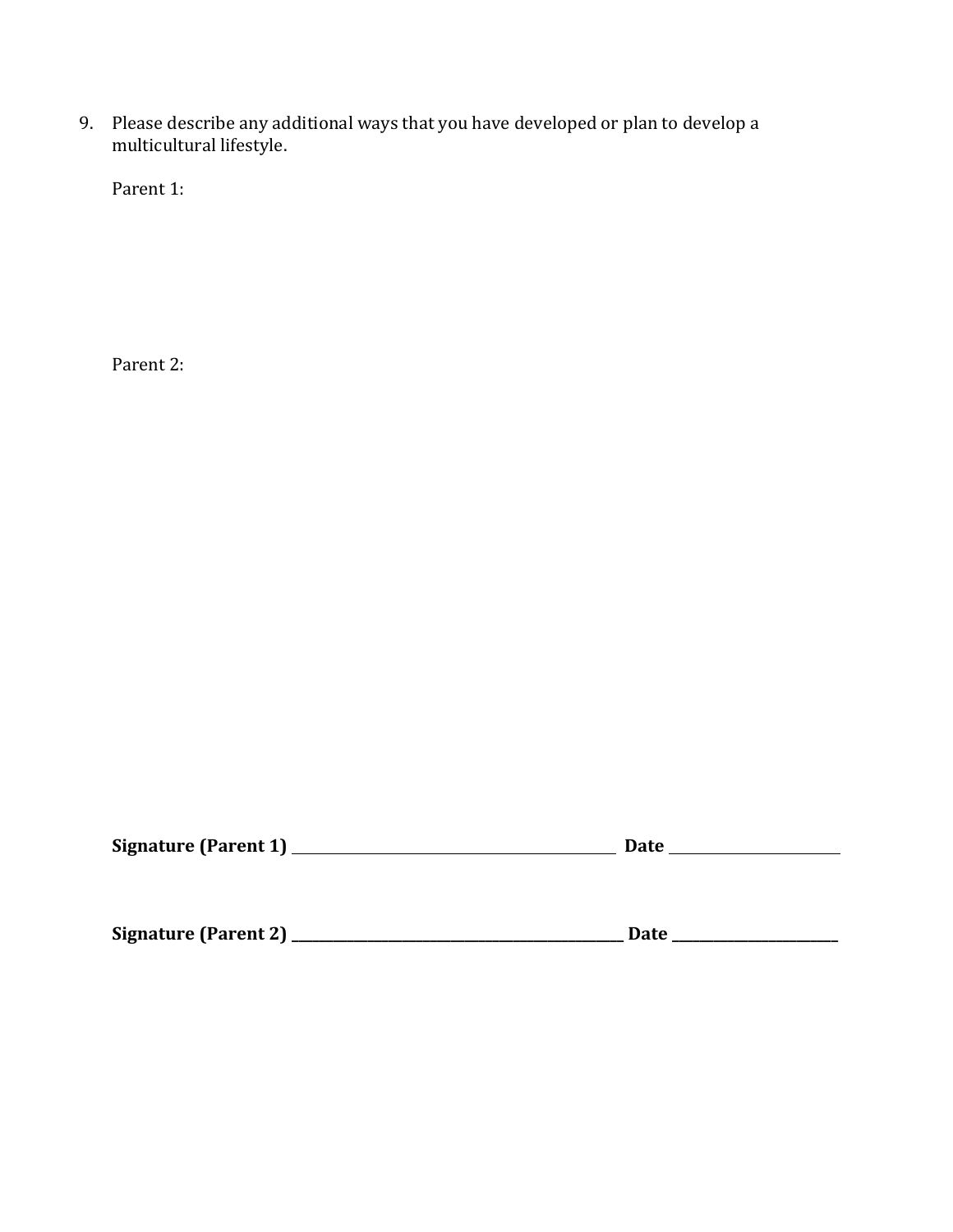9. Please describe any additional ways that you have developed or plan to develop a multicultural lifestyle.

   Parent 1:

   Parent 2:

**Signature (Parent 1)** ______________________________ **Date** ________________

**Signature (Parent 2)** ______________________________ **Date** ________________